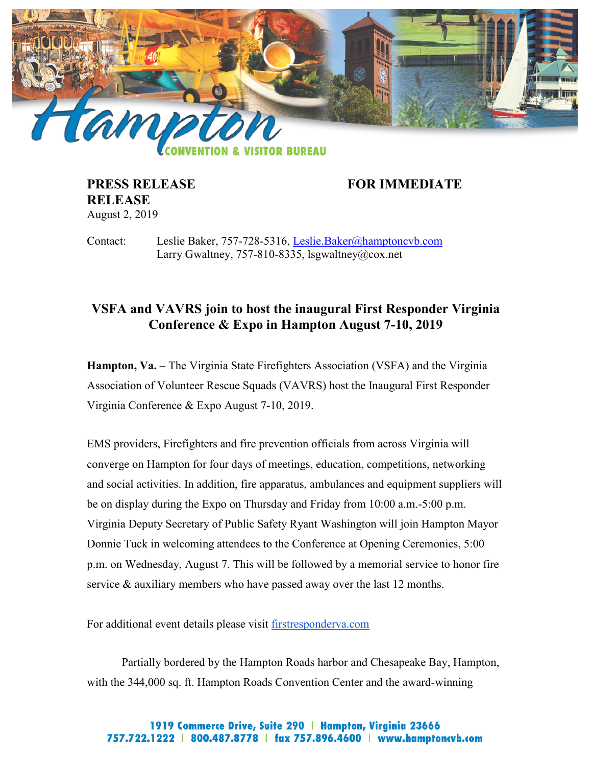Hampton CONVENTION & VISITOR BUREAU

**PRESS RELEASE** **FOR IMMEDIATE RELEASE**

August 2, 2019

Contact: Leslie Baker, 757-728-5316, Leslie.Baker@hamptoncvb.com
Larry Gwaltney, 757-810-8335, lsgwaltney@cox.net

## VSFA and VAVRS join to host the inaugural First Responder Virginia Conference & Expo in Hampton August 7-10, 2019

**Hampton, Va.** – The Virginia State Firefighters Association (VSFA) and the Virginia Association of Volunteer Rescue Squads (VAVRS) host the Inaugural First Responder Virginia Conference & Expo August 7-10, 2019.

EMS providers, Firefighters and fire prevention officials from across Virginia will converge on Hampton for four days of meetings, education, competitions, networking and social activities. In addition, fire apparatus, ambulances and equipment suppliers will be on display during the Expo on Thursday and Friday from 10:00 a.m.-5:00 p.m. Virginia Deputy Secretary of Public Safety Ryant Washington will join Hampton Mayor Donnie Tuck in welcoming attendees to the Conference at Opening Ceremonies, 5:00 p.m. on Wednesday, August 7. This will be followed by a memorial service to honor fire service & auxiliary members who have passed away over the last 12 months.

For additional event details please visit firstresponderva.com

Partially bordered by the Hampton Roads harbor and Chesapeake Bay, Hampton, with the 344,000 sq. ft. Hampton Roads Convention Center and the award-winning

1919 Commerce Drive, Suite 290 | Hampton, Virginia 23666
757.722.1222 | 800.487.8778 | fax 757.896.4600 | www.hamptoncvb.com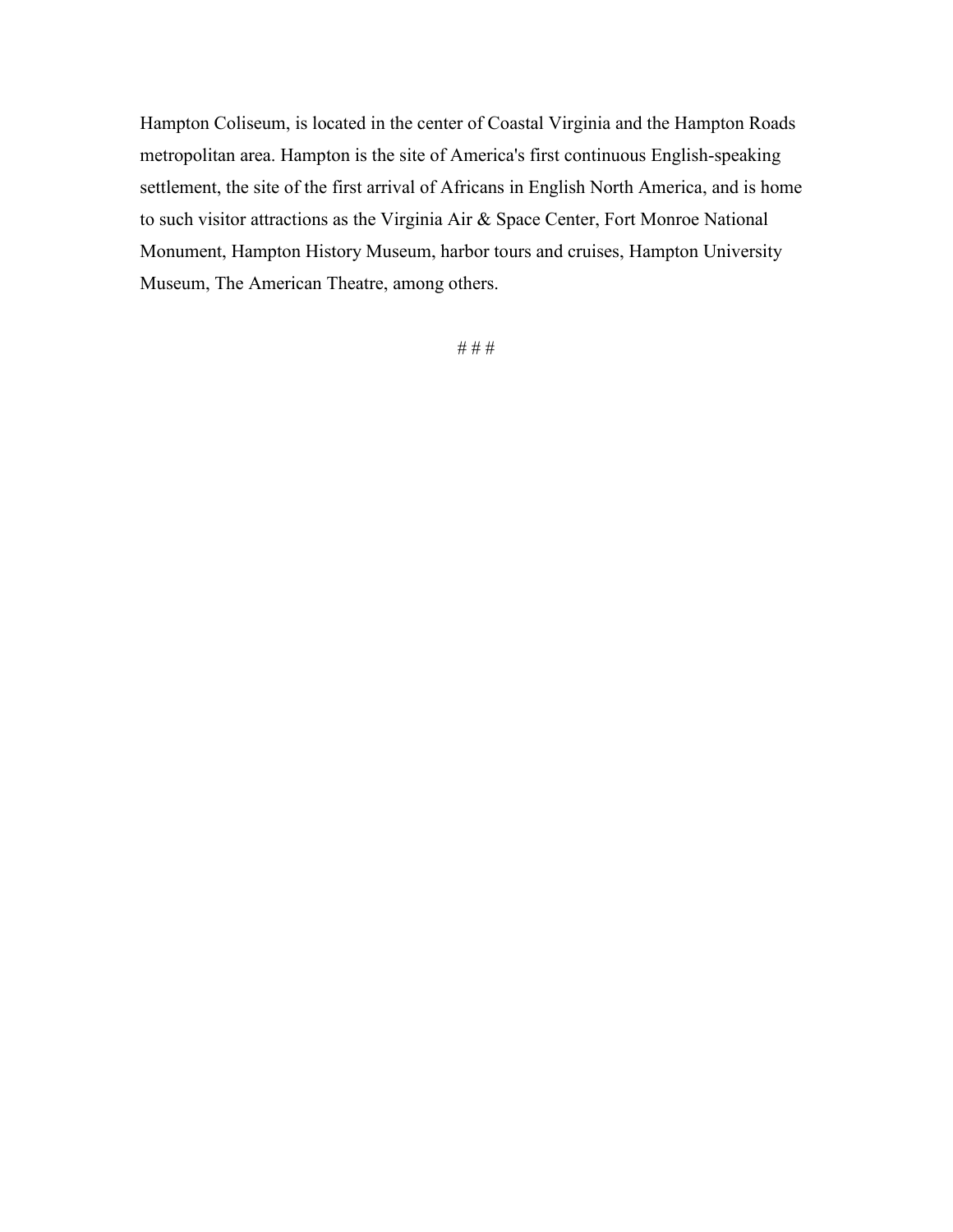Hampton Coliseum, is located in the center of Coastal Virginia and the Hampton Roads metropolitan area. Hampton is the site of America's first continuous English-speaking settlement, the site of the first arrival of Africans in English North America, and is home to such visitor attractions as the Virginia Air & Space Center, Fort Monroe National Monument, Hampton History Museum, harbor tours and cruises, Hampton University Museum, The American Theatre, among others.

# # #